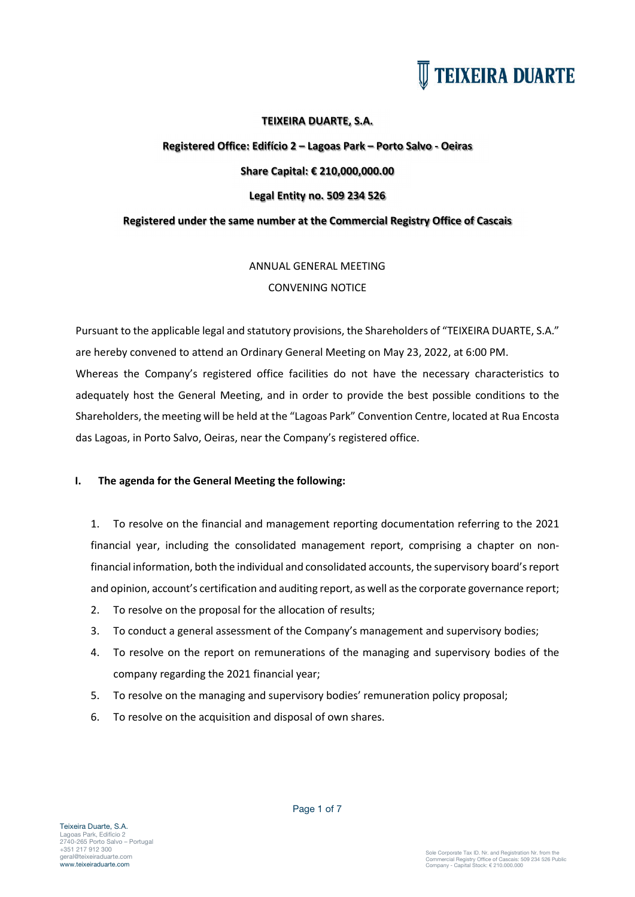**TEIXEIRA DUARTE, S.A.**

**Registered Office: Edifício 2 – Lagoas Park – Porto Salvo - Oeiras**

**Share Capital: € 210,000,000.00**

**Legal Entity no. 509 234 526**

**Registered under the same number at the Commercial Registry Office of Cascais**

ANNUAL GENERAL MEETING

CONVENING NOTICE

Pursuant to the applicable legal and statutory provisions, the Shareholders of "TEIXEIRA DUARTE, S.A." are hereby convened to attend an Ordinary General Meeting on May 23, 2022, at 6:00 PM.

Whereas the Company's registered office facilities do not have the necessary characteristics to adequately host the General Meeting, and in order to provide the best possible conditions to the Shareholders, the meeting will be held at the "Lagoas Park" Convention Centre, located at Rua Encosta das Lagoas, in Porto Salvo, Oeiras, near the Company's registered office.

**I. The agenda for the General Meeting the following:**

1. To resolve on the financial and management reporting documentation referring to the 2021 financial year, including the consolidated management report, comprising a chapter on non-financial information, both the individual and consolidated accounts, the supervisory board's report and opinion, account's certification and auditing report, as well as the corporate governance report;
2. To resolve on the proposal for the allocation of results;
3. To conduct a general assessment of the Company's management and supervisory bodies;
4. To resolve on the report on remunerations of the managing and supervisory bodies of the company regarding the 2021 financial year;
5. To resolve on the managing and supervisory bodies' remuneration policy proposal;
6. To resolve on the acquisition and disposal of own shares.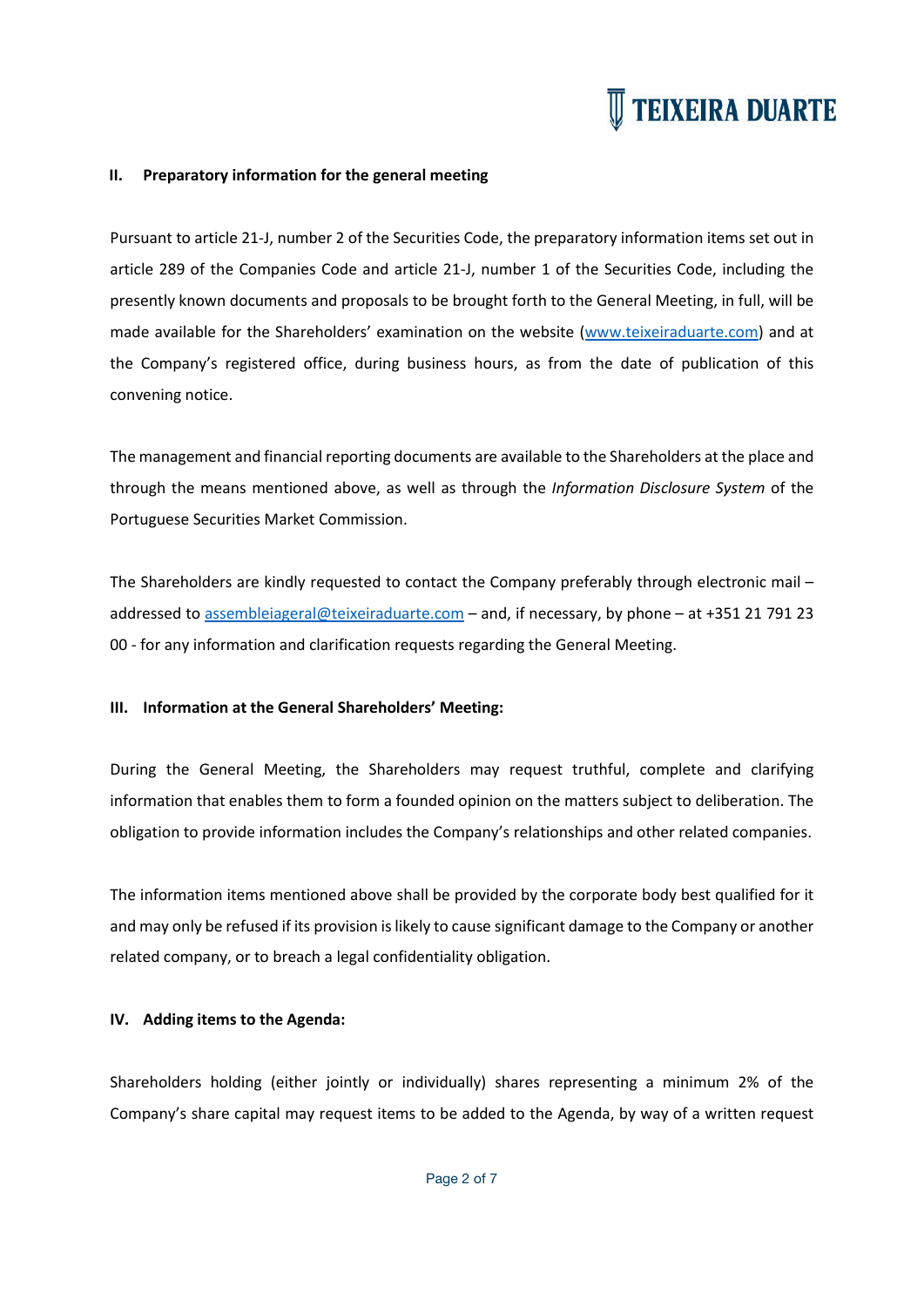### II. Preparatory information for the general meeting

Pursuant to article 21-J, number 2 of the Securities Code, the preparatory information items set out in article 289 of the Companies Code and article 21-J, number 1 of the Securities Code, including the presently known documents and proposals to be brought forth to the General Meeting, in full, will be made available for the Shareholders' examination on the website ([www.teixeiraduarte.com](http://www.teixeiraduarte.com)) and at the Company's registered office, during business hours, as from the date of publication of this convening notice.

The management and financial reporting documents are available to the Shareholders at the place and through the means mentioned above, as well as through the *Information Disclosure System* of the Portuguese Securities Market Commission.

The Shareholders are kindly requested to contact the Company preferably through electronic mail – addressed to [assembleiageral@teixeiraduarte.com](mailto:assembleiageral@teixeiraduarte.com) – and, if necessary, by phone – at +351 21 791 23 00 - for any information and clarification requests regarding the General Meeting.

### III. Information at the General Shareholders' Meeting:

During the General Meeting, the Shareholders may request truthful, complete and clarifying information that enables them to form a founded opinion on the matters subject to deliberation. The obligation to provide information includes the Company's relationships and other related companies.

The information items mentioned above shall be provided by the corporate body best qualified for it and may only be refused if its provision is likely to cause significant damage to the Company or another related company, or to breach a legal confidentiality obligation.

### IV. Adding items to the Agenda:

Shareholders holding (either jointly or individually) shares representing a minimum 2% of the Company's share capital may request items to be added to the Agenda, by way of a written request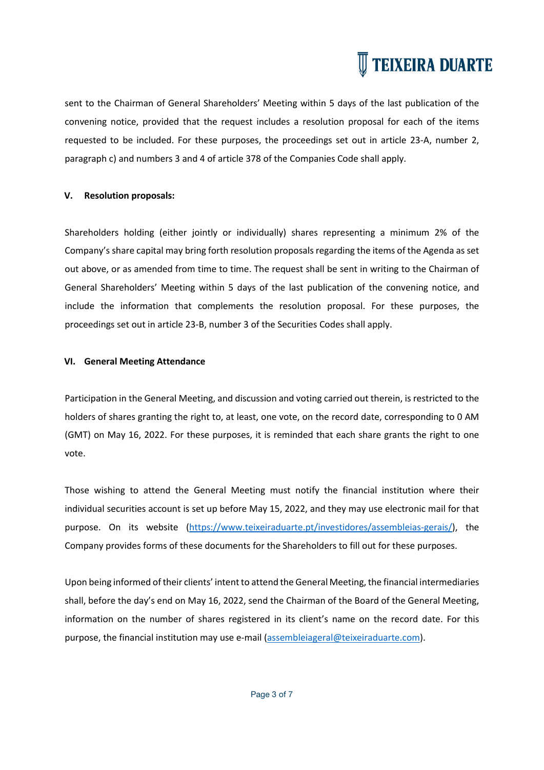sent to the Chairman of General Shareholders' Meeting within 5 days of the last publication of the convening notice, provided that the request includes a resolution proposal for each of the items requested to be included. For these purposes, the proceedings set out in article 23-A, number 2, paragraph c) and numbers 3 and 4 of article 378 of the Companies Code shall apply.

## V. Resolution proposals:

Shareholders holding (either jointly or individually) shares representing a minimum 2% of the Company's share capital may bring forth resolution proposals regarding the items of the Agenda as set out above, or as amended from time to time. The request shall be sent in writing to the Chairman of General Shareholders' Meeting within 5 days of the last publication of the convening notice, and include the information that complements the resolution proposal. For these purposes, the proceedings set out in article 23-B, number 3 of the Securities Codes shall apply.

## VI. General Meeting Attendance

Participation in the General Meeting, and discussion and voting carried out therein, is restricted to the holders of shares granting the right to, at least, one vote, on the record date, corresponding to 0 AM (GMT) on May 16, 2022. For these purposes, it is reminded that each share grants the right to one vote.

Those wishing to attend the General Meeting must notify the financial institution where their individual securities account is set up before May 15, 2022, and they may use electronic mail for that purpose. On its website (https://www.teixeiraduarte.pt/investidores/assembleias-gerais/), the Company provides forms of these documents for the Shareholders to fill out for these purposes.

Upon being informed of their clients' intent to attend the General Meeting, the financial intermediaries shall, before the day's end on May 16, 2022, send the Chairman of the Board of the General Meeting, information on the number of shares registered in its client's name on the record date. For this purpose, the financial institution may use e-mail (assembleiageral@teixeiraduarte.com).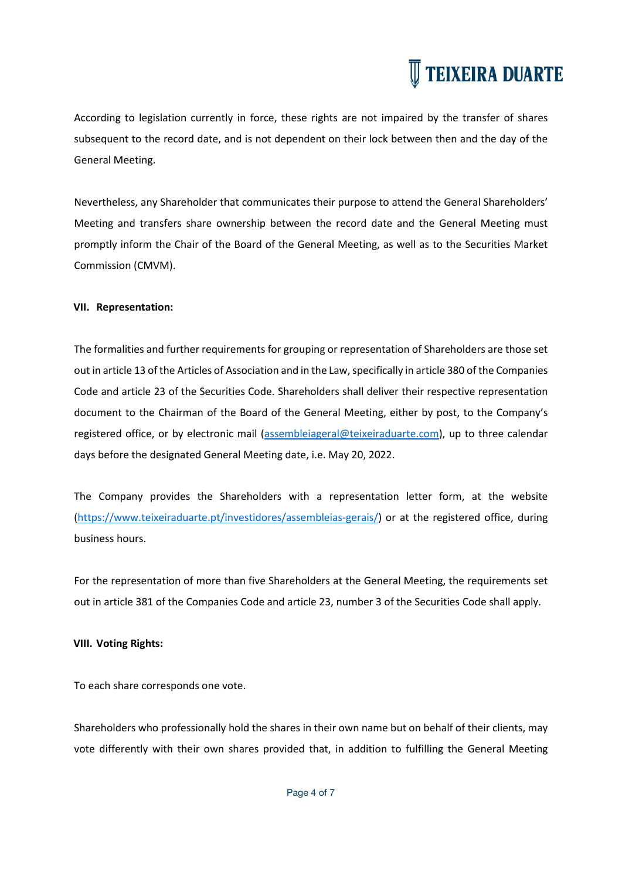According to legislation currently in force, these rights are not impaired by the transfer of shares subsequent to the record date, and is not dependent on their lock between then and the day of the General Meeting.

Nevertheless, any Shareholder that communicates their purpose to attend the General Shareholders' Meeting and transfers share ownership between the record date and the General Meeting must promptly inform the Chair of the Board of the General Meeting, as well as to the Securities Market Commission (CMVM).

**VII. Representation:**

The formalities and further requirements for grouping or representation of Shareholders are those set out in article 13 of the Articles of Association and in the Law, specifically in article 380 of the Companies Code and article 23 of the Securities Code. Shareholders shall deliver their respective representation document to the Chairman of the Board of the General Meeting, either by post, to the Company's registered office, or by electronic mail (assembleiageral@teixeiraduarte.com), up to three calendar days before the designated General Meeting date, i.e. May 20, 2022.

The Company provides the Shareholders with a representation letter form, at the website (https://www.teixeiraduarte.pt/investidores/assembleias-gerais/) or at the registered office, during business hours.

For the representation of more than five Shareholders at the General Meeting, the requirements set out in article 381 of the Companies Code and article 23, number 3 of the Securities Code shall apply.

**VIII. Voting Rights:**

To each share corresponds one vote.

Shareholders who professionally hold the shares in their own name but on behalf of their clients, may vote differently with their own shares provided that, in addition to fulfilling the General Meeting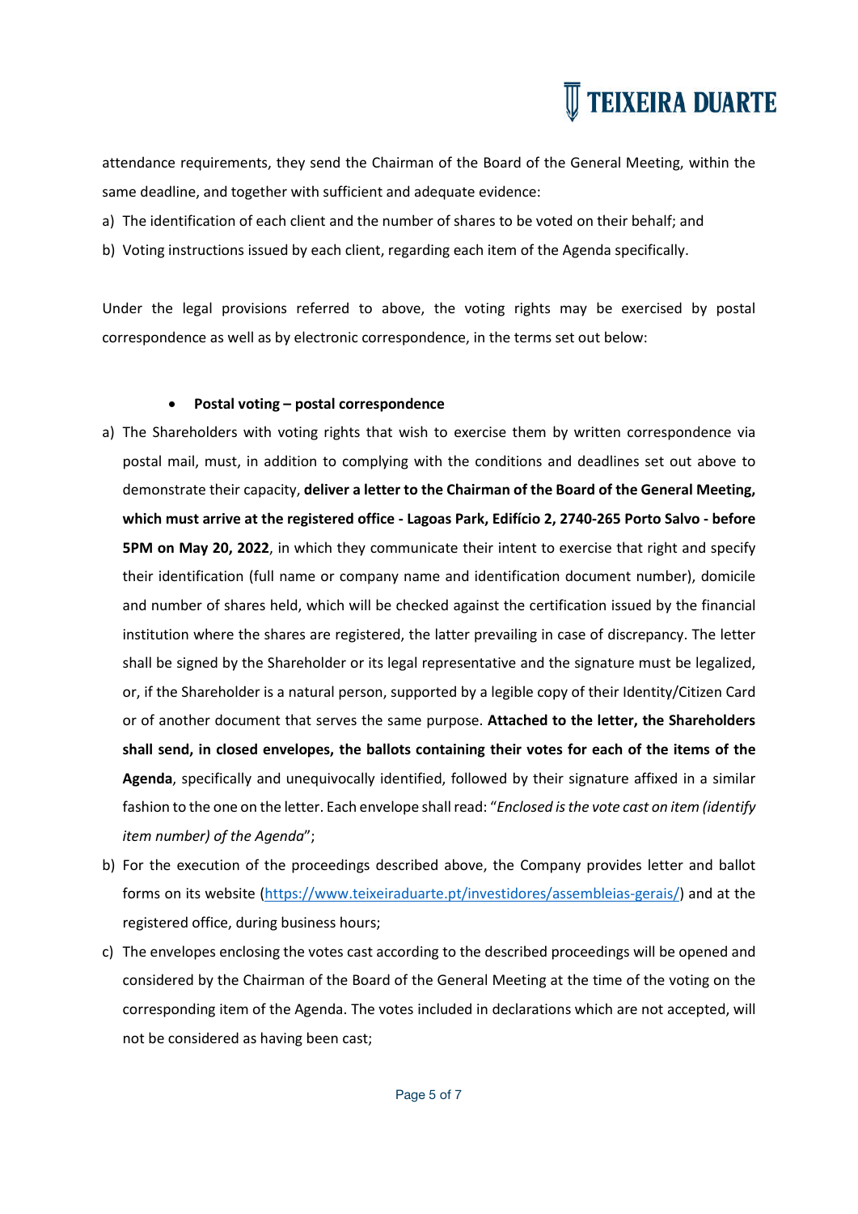attendance requirements, they send the Chairman of the Board of the General Meeting, within the same deadline, and together with sufficient and adequate evidence:

a) The identification of each client and the number of shares to be voted on their behalf; and
b) Voting instructions issued by each client, regarding each item of the Agenda specifically.

Under the legal provisions referred to above, the voting rights may be exercised by postal correspondence as well as by electronic correspondence, in the terms set out below:

- **Postal voting – postal correspondence**

a) The Shareholders with voting rights that wish to exercise them by written correspondence via postal mail, must, in addition to complying with the conditions and deadlines set out above to demonstrate their capacity, **deliver a letter to the Chairman of the Board of the General Meeting, which must arrive at the registered office - Lagoas Park, Edifício 2, 2740-265 Porto Salvo - before 5PM on May 20, 2022**, in which they communicate their intent to exercise that right and specify their identification (full name or company name and identification document number), domicile and number of shares held, which will be checked against the certification issued by the financial institution where the shares are registered, the latter prevailing in case of discrepancy. The letter shall be signed by the Shareholder or its legal representative and the signature must be legalized, or, if the Shareholder is a natural person, supported by a legible copy of their Identity/Citizen Card or of another document that serves the same purpose. **Attached to the letter, the Shareholders shall send, in closed envelopes, the ballots containing their votes for each of the items of the Agenda**, specifically and unequivocally identified, followed by their signature affixed in a similar fashion to the one on the letter. Each envelope shall read: "*Enclosed is the vote cast on item (identify item number) of the Agenda*";
b) For the execution of the proceedings described above, the Company provides letter and ballot forms on its website (https://www.teixeiraduarte.pt/investidores/assembleias-gerais/) and at the registered office, during business hours;
c) The envelopes enclosing the votes cast according to the described proceedings will be opened and considered by the Chairman of the Board of the General Meeting at the time of the voting on the corresponding item of the Agenda. The votes included in declarations which are not accepted, will not be considered as having been cast;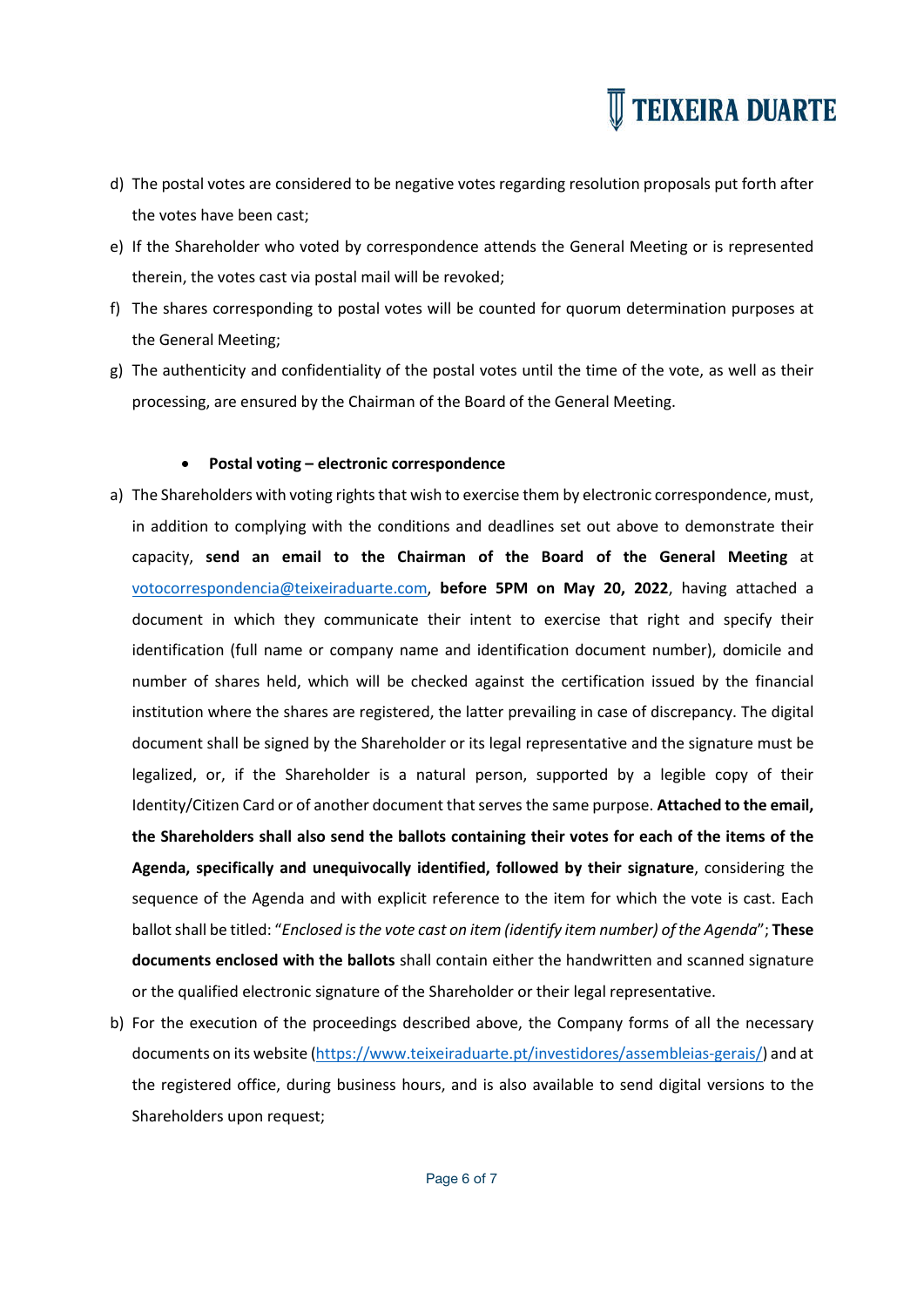d) The postal votes are considered to be negative votes regarding resolution proposals put forth after the votes have been cast;

e) If the Shareholder who voted by correspondence attends the General Meeting or is represented therein, the votes cast via postal mail will be revoked;

f) The shares corresponding to postal votes will be counted for quorum determination purposes at the General Meeting;

g) The authenticity and confidentiality of the postal votes until the time of the vote, as well as their processing, are ensured by the Chairman of the Board of the General Meeting.

- **Postal voting – electronic correspondence**

a) The Shareholders with voting rights that wish to exercise them by electronic correspondence, must, in addition to complying with the conditions and deadlines set out above to demonstrate their capacity, **send an email to the Chairman of the Board of the General Meeting** at votocorrespondencia@teixeiraduarte.com, **before 5PM on May 20, 2022**, having attached a document in which they communicate their intent to exercise that right and specify their identification (full name or company name and identification document number), domicile and number of shares held, which will be checked against the certification issued by the financial institution where the shares are registered, the latter prevailing in case of discrepancy. The digital document shall be signed by the Shareholder or its legal representative and the signature must be legalized, or, if the Shareholder is a natural person, supported by a legible copy of their Identity/Citizen Card or of another document that serves the same purpose. **Attached to the email, the Shareholders shall also send the ballots containing their votes for each of the items of the Agenda, specifically and unequivocally identified, followed by their signature**, considering the sequence of the Agenda and with explicit reference to the item for which the vote is cast. Each ballot shall be titled: "*Enclosed is the vote cast on item (identify item number) of the Agenda*"; **These documents enclosed with the ballots** shall contain either the handwritten and scanned signature or the qualified electronic signature of the Shareholder or their legal representative.

b) For the execution of the proceedings described above, the Company forms of all the necessary documents on its website (https://www.teixeiraduarte.pt/investidores/assembleias-gerais/) and at the registered office, during business hours, and is also available to send digital versions to the Shareholders upon request;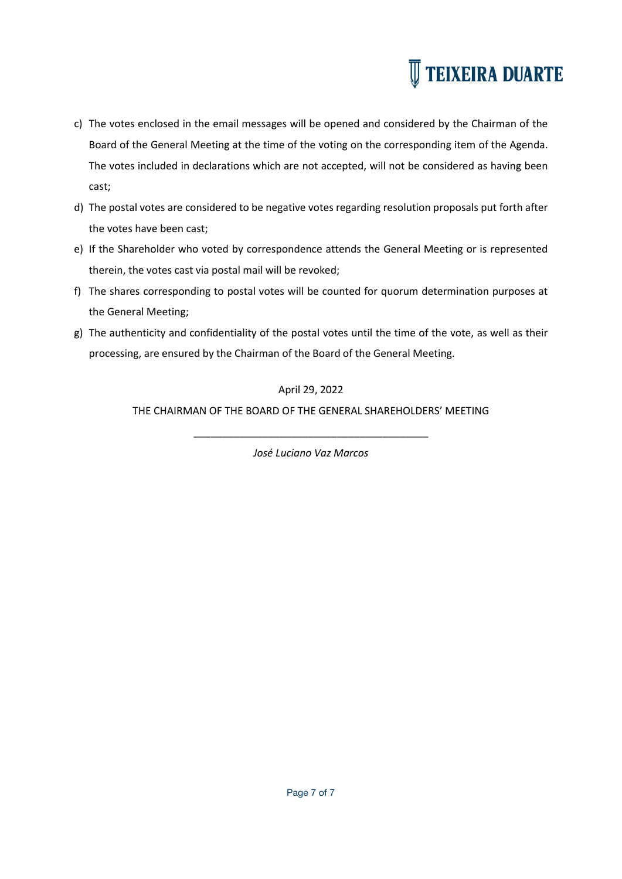c) The votes enclosed in the email messages will be opened and considered by the Chairman of the Board of the General Meeting at the time of the voting on the corresponding item of the Agenda. The votes included in declarations which are not accepted, will not be considered as having been cast;
d) The postal votes are considered to be negative votes regarding resolution proposals put forth after the votes have been cast;
e) If the Shareholder who voted by correspondence attends the General Meeting or is represented therein, the votes cast via postal mail will be revoked;
f) The shares corresponding to postal votes will be counted for quorum determination purposes at the General Meeting;
g) The authenticity and confidentiality of the postal votes until the time of the vote, as well as their processing, are ensured by the Chairman of the Board of the General Meeting.

April 29, 2022

THE CHAIRMAN OF THE BOARD OF THE GENERAL SHAREHOLDERS' MEETING

\_\_\_\_\_\_\_\_\_\_\_\_\_\_\_\_\_\_\_\_\_\_\_\_\_\_\_\_\_\_\_\_\_\_\_\_\_\_\_\_

*José Luciano Vaz Marcos*